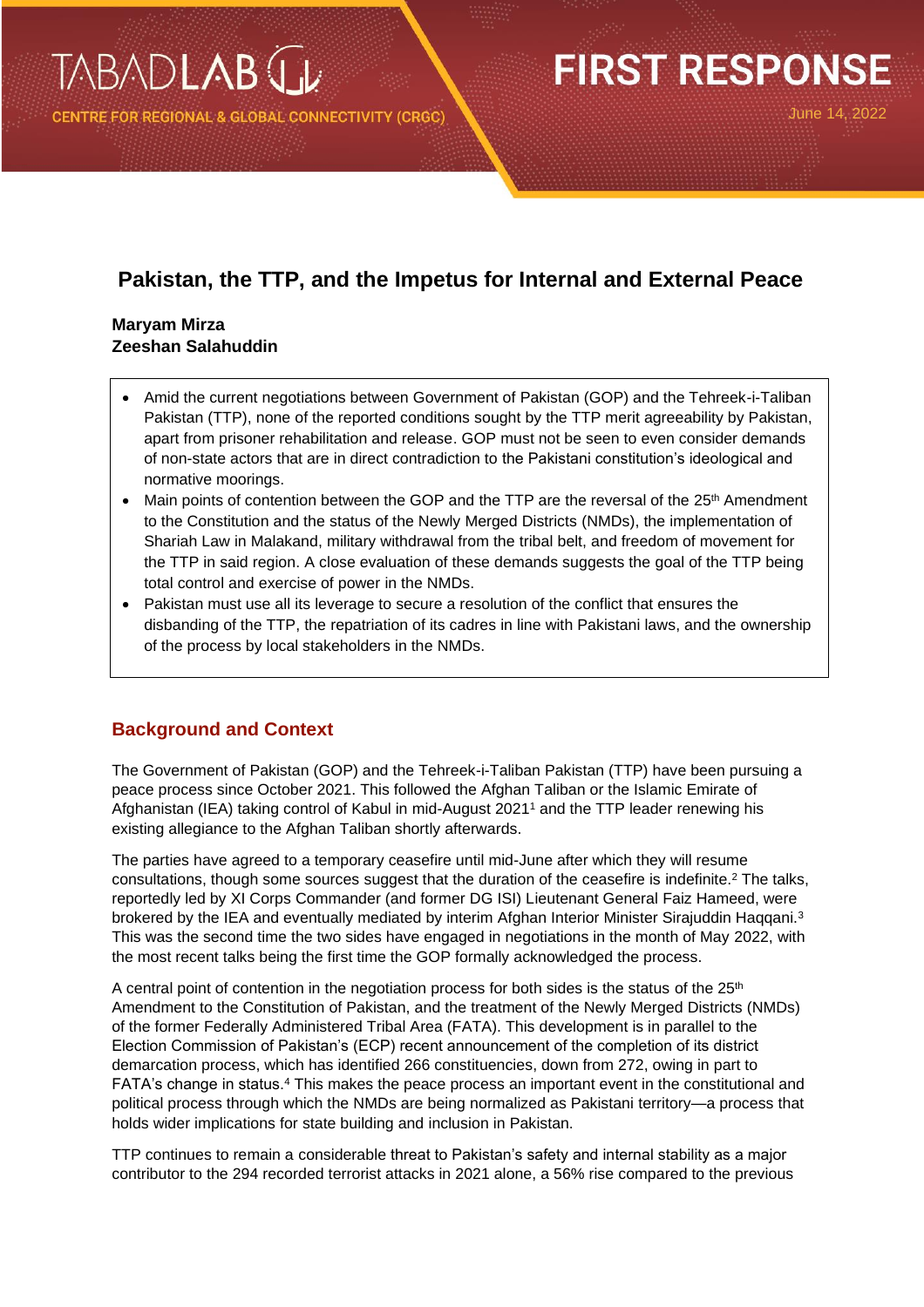TABADLAB

CENTRE FOR REGIONAL & GLOBAL CONNECTIVITY (CRGC)

# FIRST RESPONSE

June 14, 2022

## Pakistan, the TTP, and the Impetus for Internal and External Peace

**Maryam Mirza**
**Zeeshan Salahuddin**

- Amid the current negotiations between Government of Pakistan (GOP) and the Tehreek-i-Taliban Pakistan (TTP), none of the reported conditions sought by the TTP merit agreeability by Pakistan, apart from prisoner rehabilitation and release. GOP must not be seen to even consider demands of non-state actors that are in direct contradiction to the Pakistani constitution's ideological and normative moorings.
- Main points of contention between the GOP and the TTP are the reversal of the 25th Amendment to the Constitution and the status of the Newly Merged Districts (NMDs), the implementation of Shariah Law in Malakand, military withdrawal from the tribal belt, and freedom of movement for the TTP in said region. A close evaluation of these demands suggests the goal of the TTP being total control and exercise of power in the NMDs.
- Pakistan must use all its leverage to secure a resolution of the conflict that ensures the disbanding of the TTP, the repatriation of its cadres in line with Pakistani laws, and the ownership of the process by local stakeholders in the NMDs.

### Background and Context

The Government of Pakistan (GOP) and the Tehreek-i-Taliban Pakistan (TTP) have been pursuing a peace process since October 2021. This followed the Afghan Taliban or the Islamic Emirate of Afghanistan (IEA) taking control of Kabul in mid-August 2021[1] and the TTP leader renewing his existing allegiance to the Afghan Taliban shortly afterwards.

The parties have agreed to a temporary ceasefire until mid-June after which they will resume consultations, though some sources suggest that the duration of the ceasefire is indefinite.[2] The talks, reportedly led by XI Corps Commander (and former DG ISI) Lieutenant General Faiz Hameed, were brokered by the IEA and eventually mediated by interim Afghan Interior Minister Sirajuddin Haqqani.[3] This was the second time the two sides have engaged in negotiations in the month of May 2022, with the most recent talks being the first time the GOP formally acknowledged the process.

A central point of contention in the negotiation process for both sides is the status of the 25th Amendment to the Constitution of Pakistan, and the treatment of the Newly Merged Districts (NMDs) of the former Federally Administered Tribal Area (FATA). This development is in parallel to the Election Commission of Pakistan's (ECP) recent announcement of the completion of its district demarcation process, which has identified 266 constituencies, down from 272, owing in part to FATA's change in status.[4] This makes the peace process an important event in the constitutional and political process through which the NMDs are being normalized as Pakistani territory—a process that holds wider implications for state building and inclusion in Pakistan.

TTP continues to remain a considerable threat to Pakistan's safety and internal stability as a major contributor to the 294 recorded terrorist attacks in 2021 alone, a 56% rise compared to the previous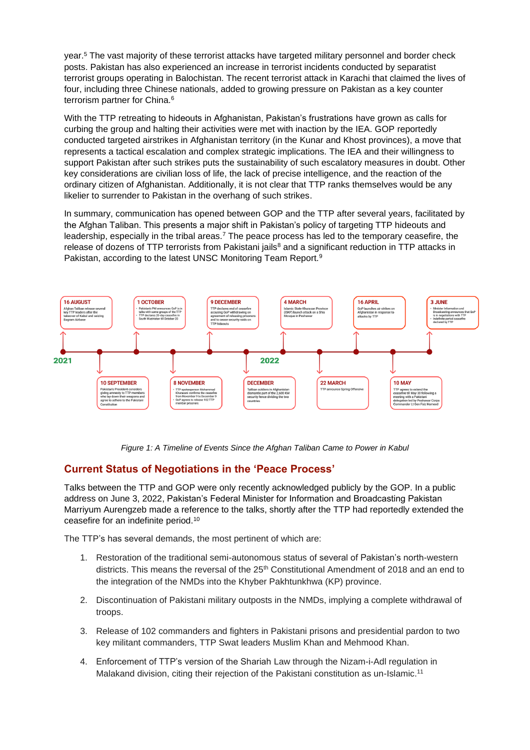year.[5] The vast majority of these terrorist attacks have targeted military personnel and border check posts. Pakistan has also experienced an increase in terrorist incidents conducted by separatist terrorist groups operating in Balochistan. The recent terrorist attack in Karachi that claimed the lives of four, including three Chinese nationals, added to growing pressure on Pakistan as a key counter terrorism partner for China.[6]

With the TTP retreating to hideouts in Afghanistan, Pakistan's frustrations have grown as calls for curbing the group and halting their activities were met with inaction by the IEA. GOP reportedly conducted targeted airstrikes in Afghanistan territory (in the Kunar and Khost provinces), a move that represents a tactical escalation and complex strategic implications. The IEA and their willingness to support Pakistan after such strikes puts the sustainability of such escalatory measures in doubt. Other key considerations are civilian loss of life, the lack of precise intelligence, and the reaction of the ordinary citizen of Afghanistan. Additionally, it is not clear that TTP ranks themselves would be any likelier to surrender to Pakistan in the overhang of such strikes.

In summary, communication has opened between GOP and the TTP after several years, facilitated by the Afghan Taliban. This presents a major shift in Pakistan's policy of targeting TTP hideouts and leadership, especially in the tribal areas.[7] The peace process has led to the temporary ceasefire, the release of dozens of TTP terrorists from Pakistani jails[8] and a significant reduction in TTP attacks in Pakistan, according to the latest UNSC Monitoring Team Report.[9]

**2021**

- **16 AUGUST** – Afghan Taliban release several key TTP leaders after the takeover of Kabul and seizing Bagram Airbase
- **10 SEPTEMBER** – Pakistan's President considers giving amnesty to TTP members who lay down their weapons and agree to adhere to the Pakistani Constitution
- **1 OCTOBER**
  - Pakistan's PM announces GoP is in talks with some groups of the TTP
  - TTP declares 20-day ceasefire in South Waziristan till October 20
- **8 NOVEMBER**
  - TTP spokesperson Mohammad Khurasani confirms the ceasefire from November 9 to December 9
  - GoP agrees to release 102 TTP member prisoners
- **9 DECEMBER** – TTP declares end of ceasefire accusing GoP withdrawing on agreement of releasing prisoners and to cease security raids on TTP hideouts
- **DECEMBER** – Taliban soldiers in Afghanistan dismantle part of the 2,600 KM security fence dividing the two countries

**2022**

- **4 MARCH** – Islamic State Khurasan Province (ISKP) launch attack on a Shia Mosque in Peshawar
- **22 MARCH** – TTP announce Spring Offensive
- **16 APRIL** – GoP launches air strikes on Afghanistan in response to attacks by TTP
- **10 MAY** – TTP agrees to extend the ceasefire till May 30 following a meeting with a Pakistani delegation led by Peshawar Corps Commander Lt Gen Faiz Hameed
- **3 JUNE**
  - Minister Information and Broadcasting announces that GoP is in negotiations with TTP
  - Indefinite period ceasefire declared by TTP

*Figure 1: A Timeline of Events Since the Afghan Taliban Came to Power in Kabul*

## Current Status of Negotiations in the 'Peace Process'

Talks between the TTP and GOP were only recently acknowledged publicly by the GOP. In a public address on June 3, 2022, Pakistan's Federal Minister for Information and Broadcasting Pakistan Marriyum Aurengzeb made a reference to the talks, shortly after the TTP had reportedly extended the ceasefire for an indefinite period.[10]

The TTP's has several demands, the most pertinent of which are:

1. Restoration of the traditional semi-autonomous status of several of Pakistan's north-western districts. This means the reversal of the 25th Constitutional Amendment of 2018 and an end to the integration of the NMDs into the Khyber Pakhtunkhwa (KP) province.
2. Discontinuation of Pakistani military outposts in the NMDs, implying a complete withdrawal of troops.
3. Release of 102 commanders and fighters in Pakistani prisons and presidential pardon to two key militant commanders, TTP Swat leaders Muslim Khan and Mehmood Khan.
4. Enforcement of TTP's version of the Shariah Law through the Nizam-i-Adl regulation in Malakand division, citing their rejection of the Pakistani constitution as un-Islamic.[11]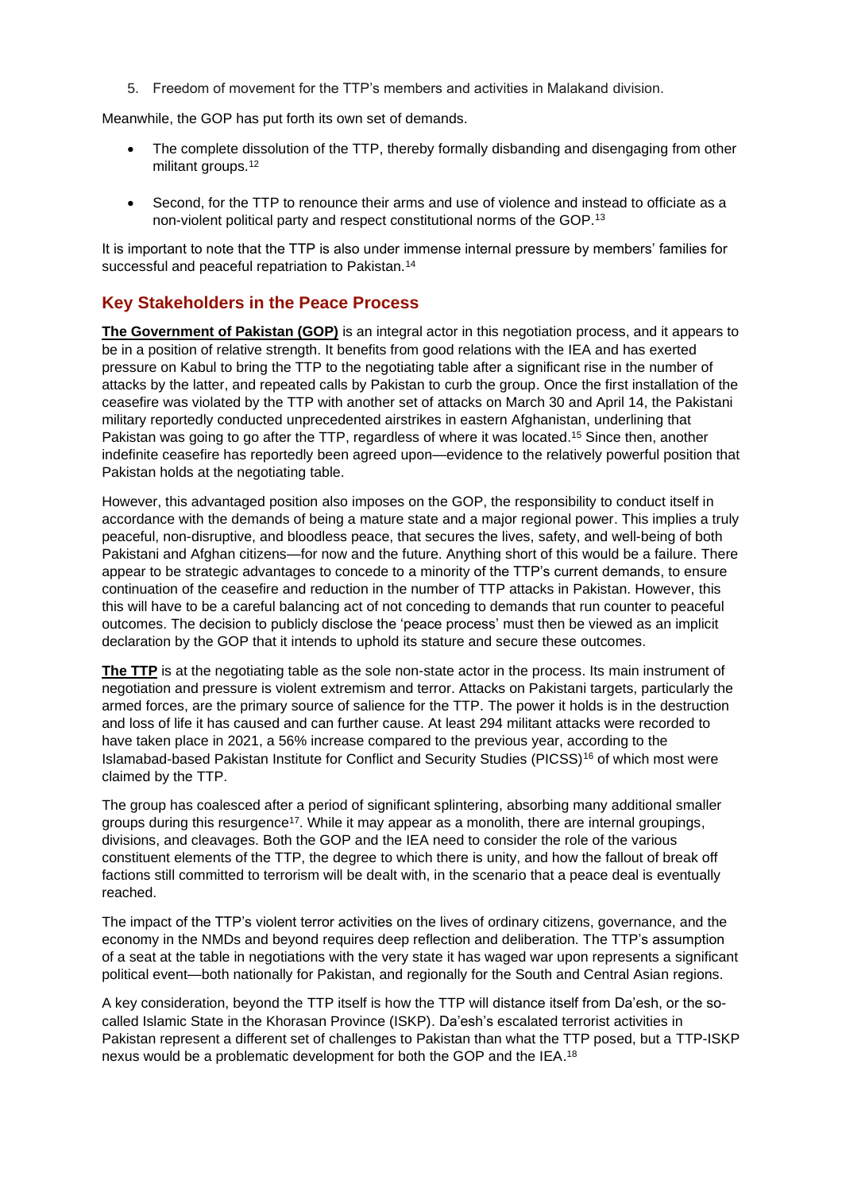5. Freedom of movement for the TTP's members and activities in Malakand division.

Meanwhile, the GOP has put forth its own set of demands.

- The complete dissolution of the TTP, thereby formally disbanding and disengaging from other militant groups.[12]

- Second, for the TTP to renounce their arms and use of violence and instead to officiate as a non-violent political party and respect constitutional norms of the GOP.[13]

It is important to note that the TTP is also under immense internal pressure by members' families for successful and peaceful repatriation to Pakistan.[14]

## Key Stakeholders in the Peace Process

**The Government of Pakistan (GOP)** is an integral actor in this negotiation process, and it appears to be in a position of relative strength. It benefits from good relations with the IEA and has exerted pressure on Kabul to bring the TTP to the negotiating table after a significant rise in the number of attacks by the latter, and repeated calls by Pakistan to curb the group. Once the first installation of the ceasefire was violated by the TTP with another set of attacks on March 30 and April 14, the Pakistani military reportedly conducted unprecedented airstrikes in eastern Afghanistan, underlining that Pakistan was going to go after the TTP, regardless of where it was located.[15] Since then, another indefinite ceasefire has reportedly been agreed upon—evidence to the relatively powerful position that Pakistan holds at the negotiating table.

However, this advantaged position also imposes on the GOP, the responsibility to conduct itself in accordance with the demands of being a mature state and a major regional power. This implies a truly peaceful, non-disruptive, and bloodless peace, that secures the lives, safety, and well-being of both Pakistani and Afghan citizens—for now and the future. Anything short of this would be a failure. There appear to be strategic advantages to concede to a minority of the TTP's current demands, to ensure continuation of the ceasefire and reduction in the number of TTP attacks in Pakistan. However, this this will have to be a careful balancing act of not conceding to demands that run counter to peaceful outcomes. The decision to publicly disclose the 'peace process' must then be viewed as an implicit declaration by the GOP that it intends to uphold its stature and secure these outcomes.

**The TTP** is at the negotiating table as the sole non-state actor in the process. Its main instrument of negotiation and pressure is violent extremism and terror. Attacks on Pakistani targets, particularly the armed forces, are the primary source of salience for the TTP. The power it holds is in the destruction and loss of life it has caused and can further cause. At least 294 militant attacks were recorded to have taken place in 2021, a 56% increase compared to the previous year, according to the Islamabad-based Pakistan Institute for Conflict and Security Studies (PICSS)[16] of which most were claimed by the TTP.

The group has coalesced after a period of significant splintering, absorbing many additional smaller groups during this resurgence[17]. While it may appear as a monolith, there are internal groupings, divisions, and cleavages. Both the GOP and the IEA need to consider the role of the various constituent elements of the TTP, the degree to which there is unity, and how the fallout of break off factions still committed to terrorism will be dealt with, in the scenario that a peace deal is eventually reached.

The impact of the TTP's violent terror activities on the lives of ordinary citizens, governance, and the economy in the NMDs and beyond requires deep reflection and deliberation. The TTP's assumption of a seat at the table in negotiations with the very state it has waged war upon represents a significant political event—both nationally for Pakistan, and regionally for the South and Central Asian regions.

A key consideration, beyond the TTP itself is how the TTP will distance itself from Da'esh, or the so-called Islamic State in the Khorasan Province (ISKP). Da'esh's escalated terrorist activities in Pakistan represent a different set of challenges to Pakistan than what the TTP posed, but a TTP-ISKP nexus would be a problematic development for both the GOP and the IEA.[18]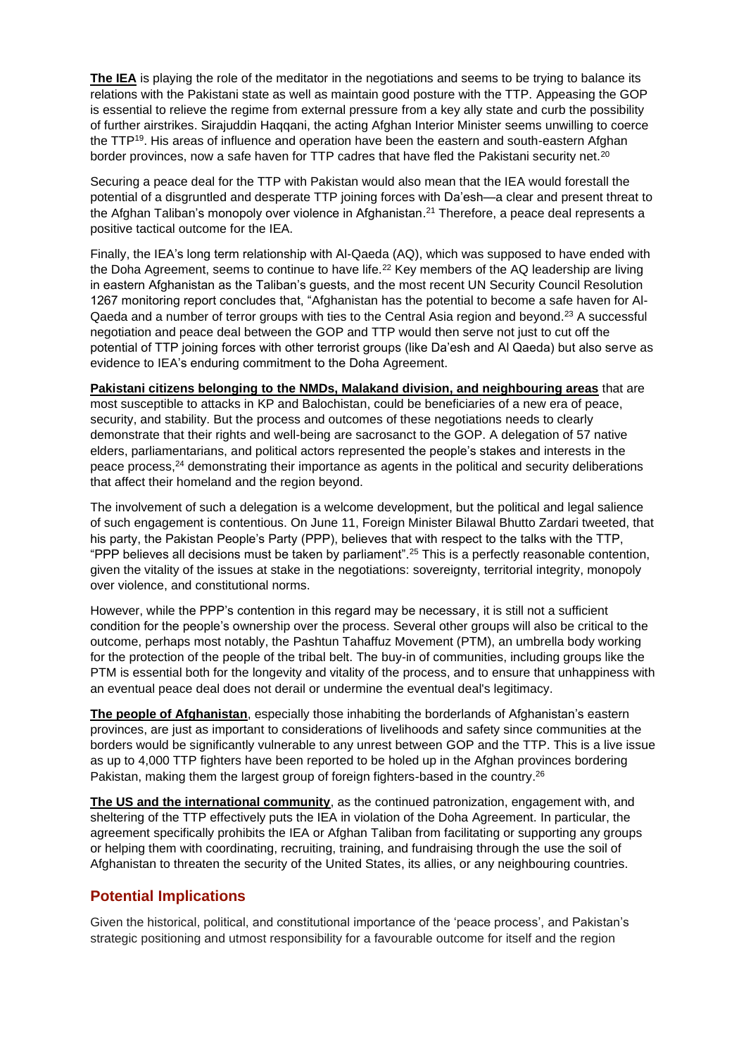**The IEA** is playing the role of the meditator in the negotiations and seems to be trying to balance its relations with the Pakistani state as well as maintain good posture with the TTP. Appeasing the GOP is essential to relieve the regime from external pressure from a key ally state and curb the possibility of further airstrikes. Sirajuddin Haqqani, the acting Afghan Interior Minister seems unwilling to coerce the TTP[19]. His areas of influence and operation have been the eastern and south-eastern Afghan border provinces, now a safe haven for TTP cadres that have fled the Pakistani security net.[20]

Securing a peace deal for the TTP with Pakistan would also mean that the IEA would forestall the potential of a disgruntled and desperate TTP joining forces with Da'esh—a clear and present threat to the Afghan Taliban's monopoly over violence in Afghanistan.[21] Therefore, a peace deal represents a positive tactical outcome for the IEA.

Finally, the IEA's long term relationship with Al-Qaeda (AQ), which was supposed to have ended with the Doha Agreement, seems to continue to have life.[22] Key members of the AQ leadership are living in eastern Afghanistan as the Taliban's guests, and the most recent UN Security Council Resolution 1267 monitoring report concludes that, "Afghanistan has the potential to become a safe haven for Al-Qaeda and a number of terror groups with ties to the Central Asia region and beyond.[23] A successful negotiation and peace deal between the GOP and TTP would then serve not just to cut off the potential of TTP joining forces with other terrorist groups (like Da'esh and Al Qaeda) but also serve as evidence to IEA's enduring commitment to the Doha Agreement.

**Pakistani citizens belonging to the NMDs, Malakand division, and neighbouring areas** that are most susceptible to attacks in KP and Balochistan, could be beneficiaries of a new era of peace, security, and stability. But the process and outcomes of these negotiations needs to clearly demonstrate that their rights and well-being are sacrosanct to the GOP. A delegation of 57 native elders, parliamentarians, and political actors represented the people's stakes and interests in the peace process,[24] demonstrating their importance as agents in the political and security deliberations that affect their homeland and the region beyond.

The involvement of such a delegation is a welcome development, but the political and legal salience of such engagement is contentious. On June 11, Foreign Minister Bilawal Bhutto Zardari tweeted, that his party, the Pakistan People's Party (PPP), believes that with respect to the talks with the TTP, "PPP believes all decisions must be taken by parliament".[25] This is a perfectly reasonable contention, given the vitality of the issues at stake in the negotiations: sovereignty, territorial integrity, monopoly over violence, and constitutional norms.

However, while the PPP's contention in this regard may be necessary, it is still not a sufficient condition for the people's ownership over the process. Several other groups will also be critical to the outcome, perhaps most notably, the Pashtun Tahaffuz Movement (PTM), an umbrella body working for the protection of the people of the tribal belt. The buy-in of communities, including groups like the PTM is essential both for the longevity and vitality of the process, and to ensure that unhappiness with an eventual peace deal does not derail or undermine the eventual deal's legitimacy.

**The people of Afghanistan**, especially those inhabiting the borderlands of Afghanistan's eastern provinces, are just as important to considerations of livelihoods and safety since communities at the borders would be significantly vulnerable to any unrest between GOP and the TTP. This is a live issue as up to 4,000 TTP fighters have been reported to be holed up in the Afghan provinces bordering Pakistan, making them the largest group of foreign fighters-based in the country.[26]

**The US and the international community**, as the continued patronization, engagement with, and sheltering of the TTP effectively puts the IEA in violation of the Doha Agreement. In particular, the agreement specifically prohibits the IEA or Afghan Taliban from facilitating or supporting any groups or helping them with coordinating, recruiting, training, and fundraising through the use the soil of Afghanistan to threaten the security of the United States, its allies, or any neighbouring countries.

## Potential Implications

Given the historical, political, and constitutional importance of the 'peace process', and Pakistan's strategic positioning and utmost responsibility for a favourable outcome for itself and the region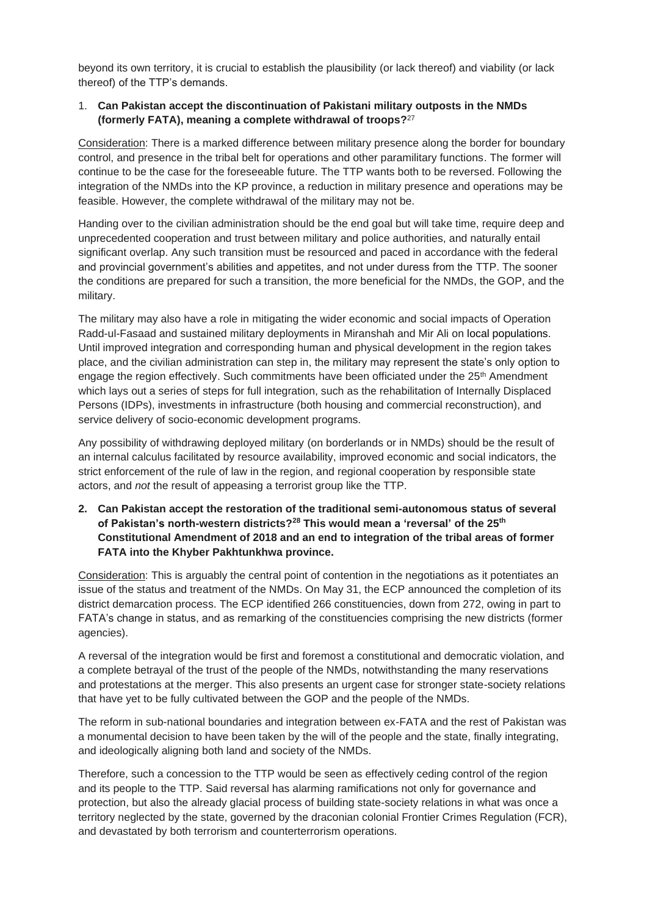beyond its own territory, it is crucial to establish the plausibility (or lack thereof) and viability (or lack thereof) of the TTP's demands.

1. **Can Pakistan accept the discontinuation of Pakistani military outposts in the NMDs (formerly FATA), meaning a complete withdrawal of troops?**[27]

Consideration: There is a marked difference between military presence along the border for boundary control, and presence in the tribal belt for operations and other paramilitary functions. The former will continue to be the case for the foreseeable future. The TTP wants both to be reversed. Following the integration of the NMDs into the KP province, a reduction in military presence and operations may be feasible. However, the complete withdrawal of the military may not be.

Handing over to the civilian administration should be the end goal but will take time, require deep and unprecedented cooperation and trust between military and police authorities, and naturally entail significant overlap. Any such transition must be resourced and paced in accordance with the federal and provincial government's abilities and appetites, and not under duress from the TTP. The sooner the conditions are prepared for such a transition, the more beneficial for the NMDs, the GOP, and the military.

The military may also have a role in mitigating the wider economic and social impacts of Operation Radd-ul-Fasaad and sustained military deployments in Miranshah and Mir Ali on local populations. Until improved integration and corresponding human and physical development in the region takes place, and the civilian administration can step in, the military may represent the state's only option to engage the region effectively. Such commitments have been officiated under the 25th Amendment which lays out a series of steps for full integration, such as the rehabilitation of Internally Displaced Persons (IDPs), investments in infrastructure (both housing and commercial reconstruction), and service delivery of socio-economic development programs.

Any possibility of withdrawing deployed military (on borderlands or in NMDs) should be the result of an internal calculus facilitated by resource availability, improved economic and social indicators, the strict enforcement of the rule of law in the region, and regional cooperation by responsible state actors, and *not* the result of appeasing a terrorist group like the TTP.

2. **Can Pakistan accept the restoration of the traditional semi-autonomous status of several of Pakistan's north-western districts?**[28] **This would mean a 'reversal' of the 25th Constitutional Amendment of 2018 and an end to integration of the tribal areas of former FATA into the Khyber Pakhtunkhwa province.**

Consideration: This is arguably the central point of contention in the negotiations as it potentiates an issue of the status and treatment of the NMDs. On May 31, the ECP announced the completion of its district demarcation process. The ECP identified 266 constituencies, down from 272, owing in part to FATA's change in status, and as remarking of the constituencies comprising the new districts (former agencies).

A reversal of the integration would be first and foremost a constitutional and democratic violation, and a complete betrayal of the trust of the people of the NMDs, notwithstanding the many reservations and protestations at the merger. This also presents an urgent case for stronger state-society relations that have yet to be fully cultivated between the GOP and the people of the NMDs.

The reform in sub-national boundaries and integration between ex-FATA and the rest of Pakistan was a monumental decision to have been taken by the will of the people and the state, finally integrating, and ideologically aligning both land and society of the NMDs.

Therefore, such a concession to the TTP would be seen as effectively ceding control of the region and its people to the TTP. Said reversal has alarming ramifications not only for governance and protection, but also the already glacial process of building state-society relations in what was once a territory neglected by the state, governed by the draconian colonial Frontier Crimes Regulation (FCR), and devastated by both terrorism and counterterrorism operations.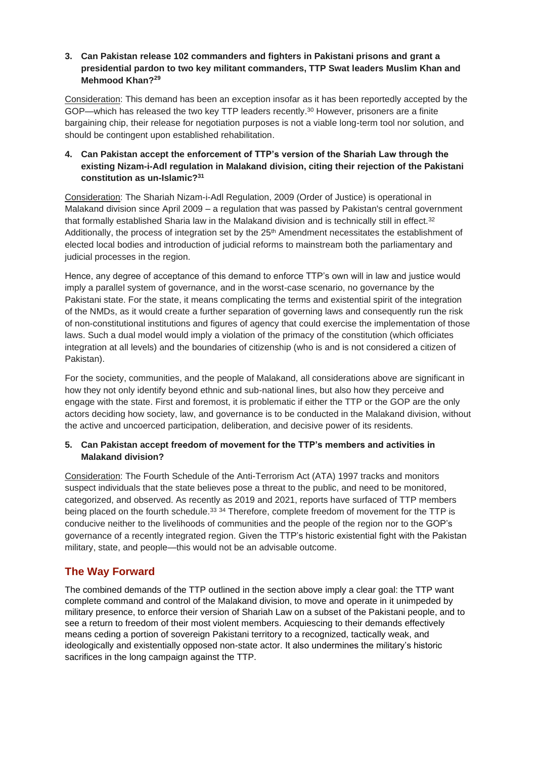**3. Can Pakistan release 102 commanders and fighters in Pakistani prisons and grant a presidential pardon to two key militant commanders, TTP Swat leaders Muslim Khan and Mehmood Khan?[29]**

Consideration: This demand has been an exception insofar as it has been reportedly accepted by the GOP—which has released the two key TTP leaders recently.[30] However, prisoners are a finite bargaining chip, their release for negotiation purposes is not a viable long-term tool nor solution, and should be contingent upon established rehabilitation.

**4. Can Pakistan accept the enforcement of TTP's version of the Shariah Law through the existing Nizam-i-Adl regulation in Malakand division, citing their rejection of the Pakistani constitution as un-Islamic?[31]**

Consideration: The Shariah Nizam-i-Adl Regulation, 2009 (Order of Justice) is operational in Malakand division since April 2009 – a regulation that was passed by Pakistan's central government that formally established Sharia law in the Malakand division and is technically still in effect.[32] Additionally, the process of integration set by the 25th Amendment necessitates the establishment of elected local bodies and introduction of judicial reforms to mainstream both the parliamentary and judicial processes in the region.

Hence, any degree of acceptance of this demand to enforce TTP's own will in law and justice would imply a parallel system of governance, and in the worst-case scenario, no governance by the Pakistani state. For the state, it means complicating the terms and existential spirit of the integration of the NMDs, as it would create a further separation of governing laws and consequently run the risk of non-constitutional institutions and figures of agency that could exercise the implementation of those laws. Such a dual model would imply a violation of the primacy of the constitution (which officiates integration at all levels) and the boundaries of citizenship (who is and is not considered a citizen of Pakistan).

For the society, communities, and the people of Malakand, all considerations above are significant in how they not only identify beyond ethnic and sub-national lines, but also how they perceive and engage with the state. First and foremost, it is problematic if either the TTP or the GOP are the only actors deciding how society, law, and governance is to be conducted in the Malakand division, without the active and uncoerced participation, deliberation, and decisive power of its residents.

**5. Can Pakistan accept freedom of movement for the TTP's members and activities in Malakand division?**

Consideration: The Fourth Schedule of the Anti-Terrorism Act (ATA) 1997 tracks and monitors suspect individuals that the state believes pose a threat to the public, and need to be monitored, categorized, and observed. As recently as 2019 and 2021, reports have surfaced of TTP members being placed on the fourth schedule.[33] [34] Therefore, complete freedom of movement for the TTP is conducive neither to the livelihoods of communities and the people of the region nor to the GOP's governance of a recently integrated region. Given the TTP's historic existential fight with the Pakistan military, state, and people—this would not be an advisable outcome.

## The Way Forward

The combined demands of the TTP outlined in the section above imply a clear goal: the TTP want complete command and control of the Malakand division, to move and operate in it unimpeded by military presence, to enforce their version of Shariah Law on a subset of the Pakistani people, and to see a return to freedom of their most violent members. Acquiescing to their demands effectively means ceding a portion of sovereign Pakistani territory to a recognized, tactically weak, and ideologically and existentially opposed non-state actor. It also undermines the military's historic sacrifices in the long campaign against the TTP.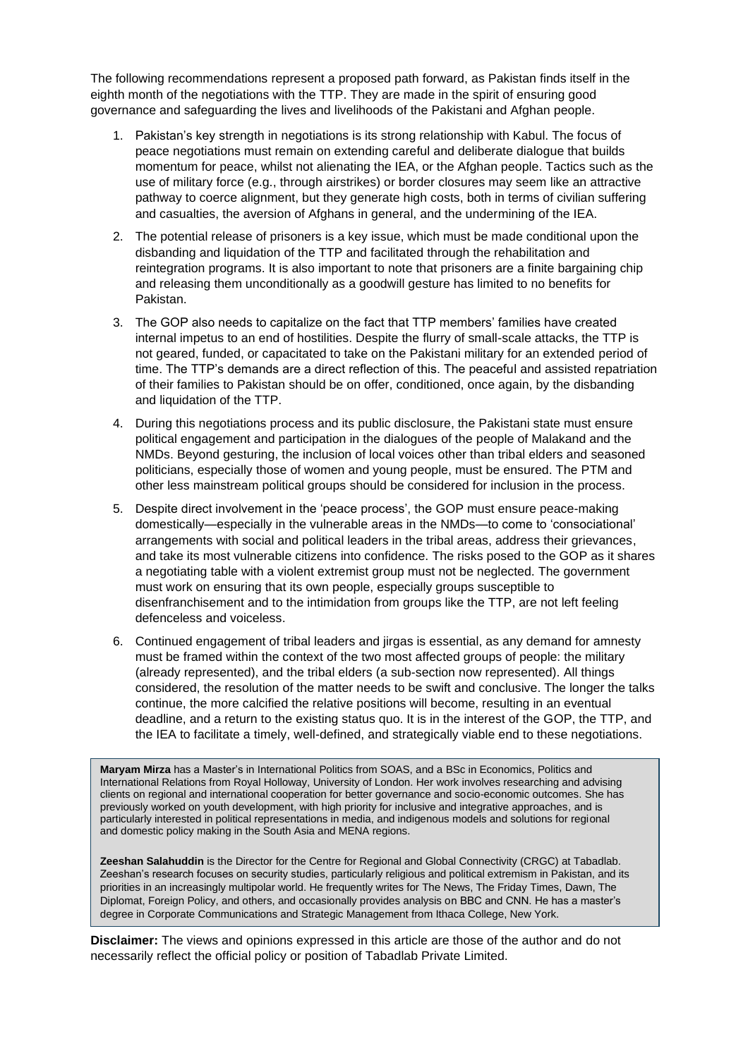The following recommendations represent a proposed path forward, as Pakistan finds itself in the eighth month of the negotiations with the TTP. They are made in the spirit of ensuring good governance and safeguarding the lives and livelihoods of the Pakistani and Afghan people.

1. Pakistan's key strength in negotiations is its strong relationship with Kabul. The focus of peace negotiations must remain on extending careful and deliberate dialogue that builds momentum for peace, whilst not alienating the IEA, or the Afghan people. Tactics such as the use of military force (e.g., through airstrikes) or border closures may seem like an attractive pathway to coerce alignment, but they generate high costs, both in terms of civilian suffering and casualties, the aversion of Afghans in general, and the undermining of the IEA.
2. The potential release of prisoners is a key issue, which must be made conditional upon the disbanding and liquidation of the TTP and facilitated through the rehabilitation and reintegration programs. It is also important to note that prisoners are a finite bargaining chip and releasing them unconditionally as a goodwill gesture has limited to no benefits for Pakistan.
3. The GOP also needs to capitalize on the fact that TTP members' families have created internal impetus to an end of hostilities. Despite the flurry of small-scale attacks, the TTP is not geared, funded, or capacitated to take on the Pakistani military for an extended period of time. The TTP's demands are a direct reflection of this. The peaceful and assisted repatriation of their families to Pakistan should be on offer, conditioned, once again, by the disbanding and liquidation of the TTP.
4. During this negotiations process and its public disclosure, the Pakistani state must ensure political engagement and participation in the dialogues of the people of Malakand and the NMDs. Beyond gesturing, the inclusion of local voices other than tribal elders and seasoned politicians, especially those of women and young people, must be ensured. The PTM and other less mainstream political groups should be considered for inclusion in the process.
5. Despite direct involvement in the 'peace process', the GOP must ensure peace-making domestically—especially in the vulnerable areas in the NMDs—to come to 'consociational' arrangements with social and political leaders in the tribal areas, address their grievances, and take its most vulnerable citizens into confidence. The risks posed to the GOP as it shares a negotiating table with a violent extremist group must not be neglected. The government must work on ensuring that its own people, especially groups susceptible to disenfranchisement and to the intimidation from groups like the TTP, are not left feeling defenceless and voiceless.
6. Continued engagement of tribal leaders and jirgas is essential, as any demand for amnesty must be framed within the context of the two most affected groups of people: the military (already represented), and the tribal elders (a sub-section now represented). All things considered, the resolution of the matter needs to be swift and conclusive. The longer the talks continue, the more calcified the relative positions will become, resulting in an eventual deadline, and a return to the existing status quo. It is in the interest of the GOP, the TTP, and the IEA to facilitate a timely, well-defined, and strategically viable end to these negotiations.

**Maryam Mirza** has a Master's in International Politics from SOAS, and a BSc in Economics, Politics and International Relations from Royal Holloway, University of London. Her work involves researching and advising clients on regional and international cooperation for better governance and socio-economic outcomes. She has previously worked on youth development, with high priority for inclusive and integrative approaches, and is particularly interested in political representations in media, and indigenous models and solutions for regional and domestic policy making in the South Asia and MENA regions.

**Zeeshan Salahuddin** is the Director for the Centre for Regional and Global Connectivity (CRGC) at Tabadlab. Zeeshan's research focuses on security studies, particularly religious and political extremism in Pakistan, and its priorities in an increasingly multipolar world. He frequently writes for The News, The Friday Times, Dawn, The Diplomat, Foreign Policy, and others, and occasionally provides analysis on BBC and CNN. He has a master's degree in Corporate Communications and Strategic Management from Ithaca College, New York.

**Disclaimer:** The views and opinions expressed in this article are those of the author and do not necessarily reflect the official policy or position of Tabadlab Private Limited.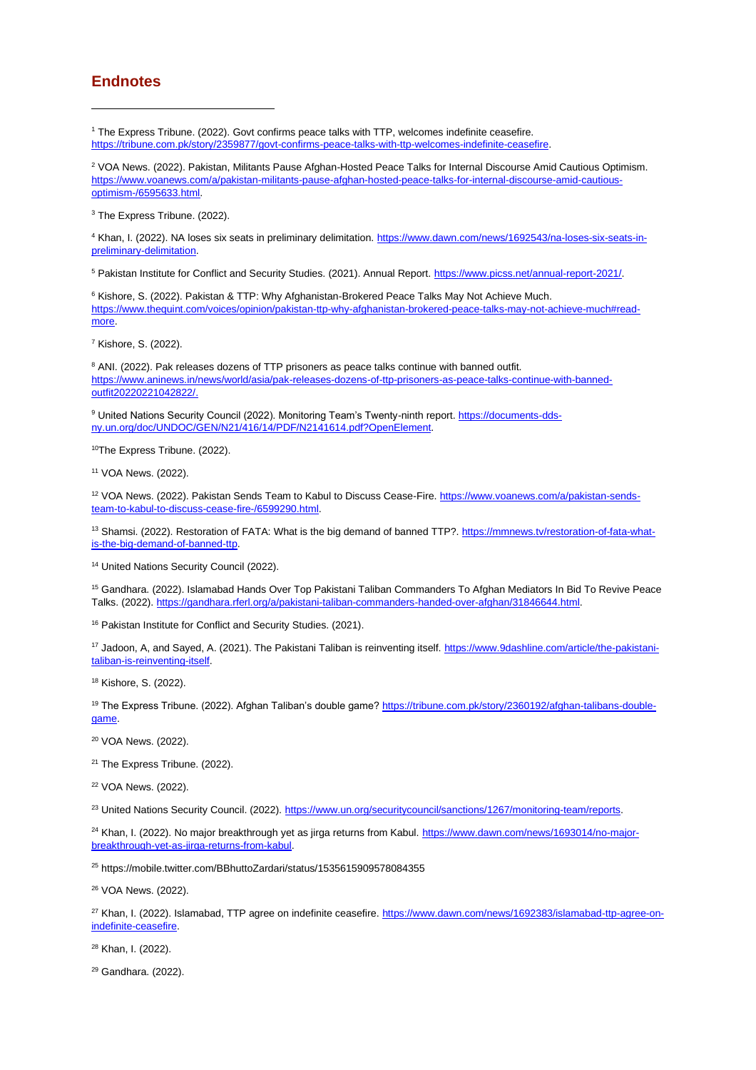## Endnotes

[1] The Express Tribune. (2022). Govt confirms peace talks with TTP, welcomes indefinite ceasefire. https://tribune.com.pk/story/2359877/govt-confirms-peace-talks-with-ttp-welcomes-indefinite-ceasefire.

[2] VOA News. (2022). Pakistan, Militants Pause Afghan-Hosted Peace Talks for Internal Discourse Amid Cautious Optimism. https://www.voanews.com/a/pakistan-militants-pause-afghan-hosted-peace-talks-for-internal-discourse-amid-cautious-optimism-/6595633.html.

[3] The Express Tribune. (2022).

[4] Khan, I. (2022). NA loses six seats in preliminary delimitation. https://www.dawn.com/news/1692543/na-loses-six-seats-in-preliminary-delimitation.

[5] Pakistan Institute for Conflict and Security Studies. (2021). Annual Report. https://www.picss.net/annual-report-2021/.

[6] Kishore, S. (2022). Pakistan & TTP: Why Afghanistan-Brokered Peace Talks May Not Achieve Much. https://www.thequint.com/voices/opinion/pakistan-ttp-why-afghanistan-brokered-peace-talks-may-not-achieve-much#read-more.

[7] Kishore, S. (2022).

[8] ANI. (2022). Pak releases dozens of TTP prisoners as peace talks continue with banned outfit. https://www.aninews.in/news/world/asia/pak-releases-dozens-of-ttp-prisoners-as-peace-talks-continue-with-banned-outfit20220221042822/.

[9] United Nations Security Council (2022). Monitoring Team's Twenty-ninth report. https://documents-dds-ny.un.org/doc/UNDOC/GEN/N21/416/14/PDF/N2141614.pdf?OpenElement.

[10] The Express Tribune. (2022).

[11] VOA News. (2022).

[12] VOA News. (2022). Pakistan Sends Team to Kabul to Discuss Cease-Fire. https://www.voanews.com/a/pakistan-sends-team-to-kabul-to-discuss-cease-fire-/6599290.html.

[13] Shamsi. (2022). Restoration of FATA: What is the big demand of banned TTP?. https://mmnews.tv/restoration-of-fata-what-is-the-big-demand-of-banned-ttp.

[14] United Nations Security Council (2022).

[15] Gandhara. (2022). Islamabad Hands Over Top Pakistani Taliban Commanders To Afghan Mediators In Bid To Revive Peace Talks. (2022). https://gandhara.rferl.org/a/pakistani-taliban-commanders-handed-over-afghan/31846644.html.

[16] Pakistan Institute for Conflict and Security Studies. (2021).

[17] Jadoon, A, and Sayed, A. (2021). The Pakistani Taliban is reinventing itself. https://www.9dashline.com/article/the-pakistani-taliban-is-reinventing-itself.

[18] Kishore, S. (2022).

[19] The Express Tribune. (2022). Afghan Taliban's double game? https://tribune.com.pk/story/2360192/afghan-talibans-double-game.

[20] VOA News. (2022).

[21] The Express Tribune. (2022).

[22] VOA News. (2022).

[23] United Nations Security Council. (2022). https://www.un.org/securitycouncil/sanctions/1267/monitoring-team/reports.

[24] Khan, I. (2022). No major breakthrough yet as jirga returns from Kabul. https://www.dawn.com/news/1693014/no-major-breakthrough-yet-as-jirga-returns-from-kabul.

[25] https://mobile.twitter.com/BBhuttoZardari/status/1535615909578084355

[26] VOA News. (2022).

[27] Khan, I. (2022). Islamabad, TTP agree on indefinite ceasefire. https://www.dawn.com/news/1692383/islamabad-ttp-agree-on-indefinite-ceasefire.

[28] Khan, I. (2022).

[29] Gandhara. (2022).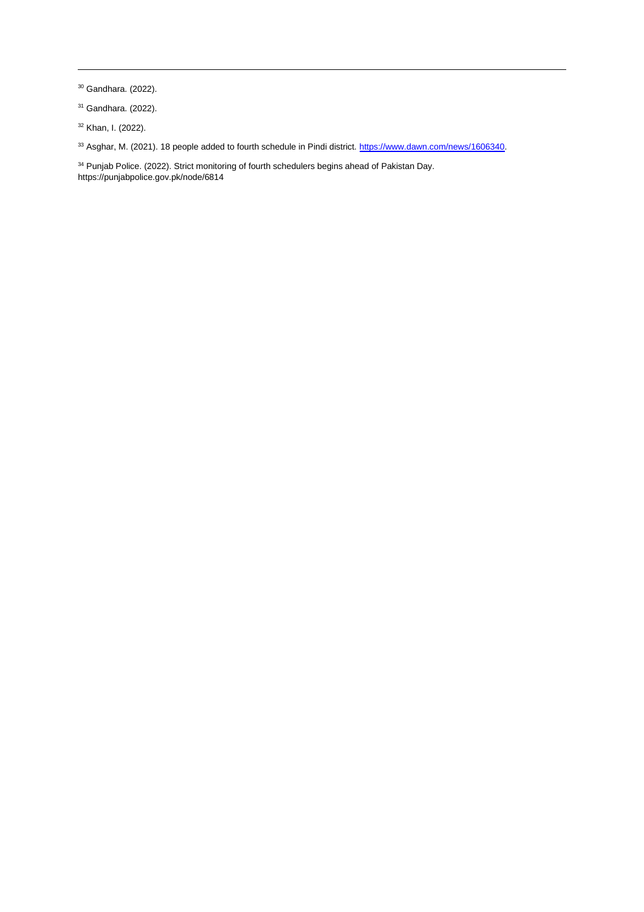[30] Gandhara. (2022).

[31] Gandhara. (2022).

[32] Khan, I. (2022).

[33] Asghar, M. (2021). 18 people added to fourth schedule in Pindi district. https://www.dawn.com/news/1606340.

[34] Punjab Police. (2022). Strict monitoring of fourth schedulers begins ahead of Pakistan Day. https://punjabpolice.gov.pk/node/6814